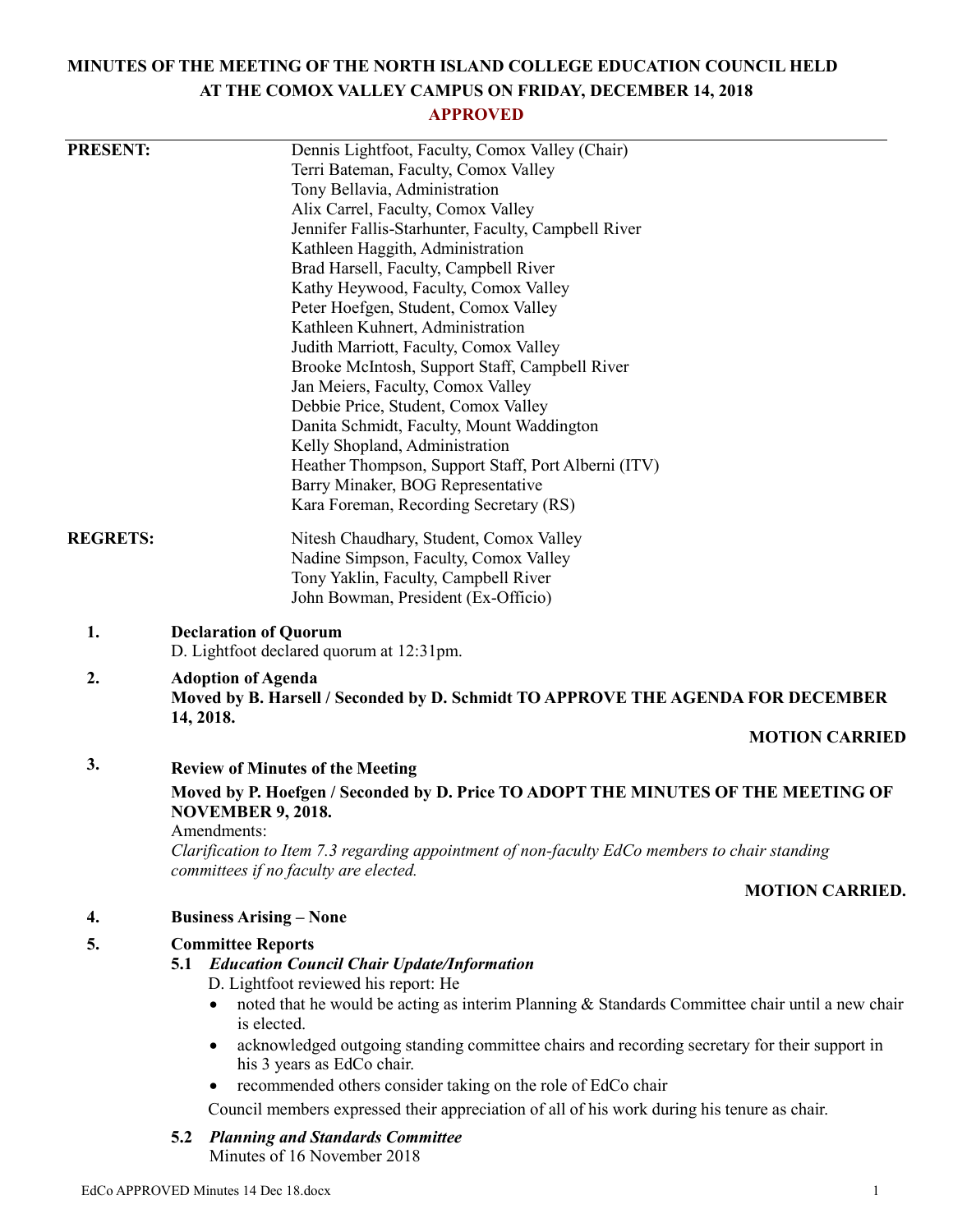# MINUTES OF THE MEETING OF THE NORTH ISLAND COLLEGE EDUCATION COUNCIL HELD AT THE COMOX VALLEY CAMPUS ON FRIDAY, DECEMBER 14, 2018

**APPROVED**

**PRESENT:**

Dennis Lightfoot, Faculty, Comox Valley (Chair)
Terri Bateman, Faculty, Comox Valley
Tony Bellavia, Administration
Alix Carrel, Faculty, Comox Valley
Jennifer Fallis-Starhunter, Faculty, Campbell River
Kathleen Haggith, Administration
Brad Harsell, Faculty, Campbell River
Kathy Heywood, Faculty, Comox Valley
Peter Hoefgen, Student, Comox Valley
Kathleen Kuhnert, Administration
Judith Marriott, Faculty, Comox Valley
Brooke McIntosh, Support Staff, Campbell River
Jan Meiers, Faculty, Comox Valley
Debbie Price, Student, Comox Valley
Danita Schmidt, Faculty, Mount Waddington
Kelly Shopland, Administration
Heather Thompson, Support Staff, Port Alberni (ITV)
Barry Minaker, BOG Representative
Kara Foreman, Recording Secretary (RS)

**REGRETS:**

Nitesh Chaudhary, Student, Comox Valley
Nadine Simpson, Faculty, Comox Valley
Tony Yaklin, Faculty, Campbell River
John Bowman, President (Ex-Officio)

**1. Declaration of Quorum**

D. Lightfoot declared quorum at 12:31pm.

**2. Adoption of Agenda**

**Moved by B. Harsell / Seconded by D. Schmidt TO APPROVE THE AGENDA FOR DECEMBER 14, 2018.**

**MOTION CARRIED**

**3. Review of Minutes of the Meeting**

**Moved by P. Hoefgen / Seconded by D. Price TO ADOPT THE MINUTES OF THE MEETING OF NOVEMBER 9, 2018.**

Amendments:

*Clarification to Item 7.3 regarding appointment of non-faculty EdCo members to chair standing committees if no faculty are elected.*

**MOTION CARRIED.**

**4. Business Arising – None**

**5. Committee Reports**

**5.1 *Education Council Chair Update/Information***

D. Lightfoot reviewed his report: He

- noted that he would be acting as interim Planning & Standards Committee chair until a new chair is elected.
- acknowledged outgoing standing committee chairs and recording secretary for their support in his 3 years as EdCo chair.
- recommended others consider taking on the role of EdCo chair

Council members expressed their appreciation of all of his work during his tenure as chair.

**5.2 *Planning and Standards Committee***

Minutes of 16 November 2018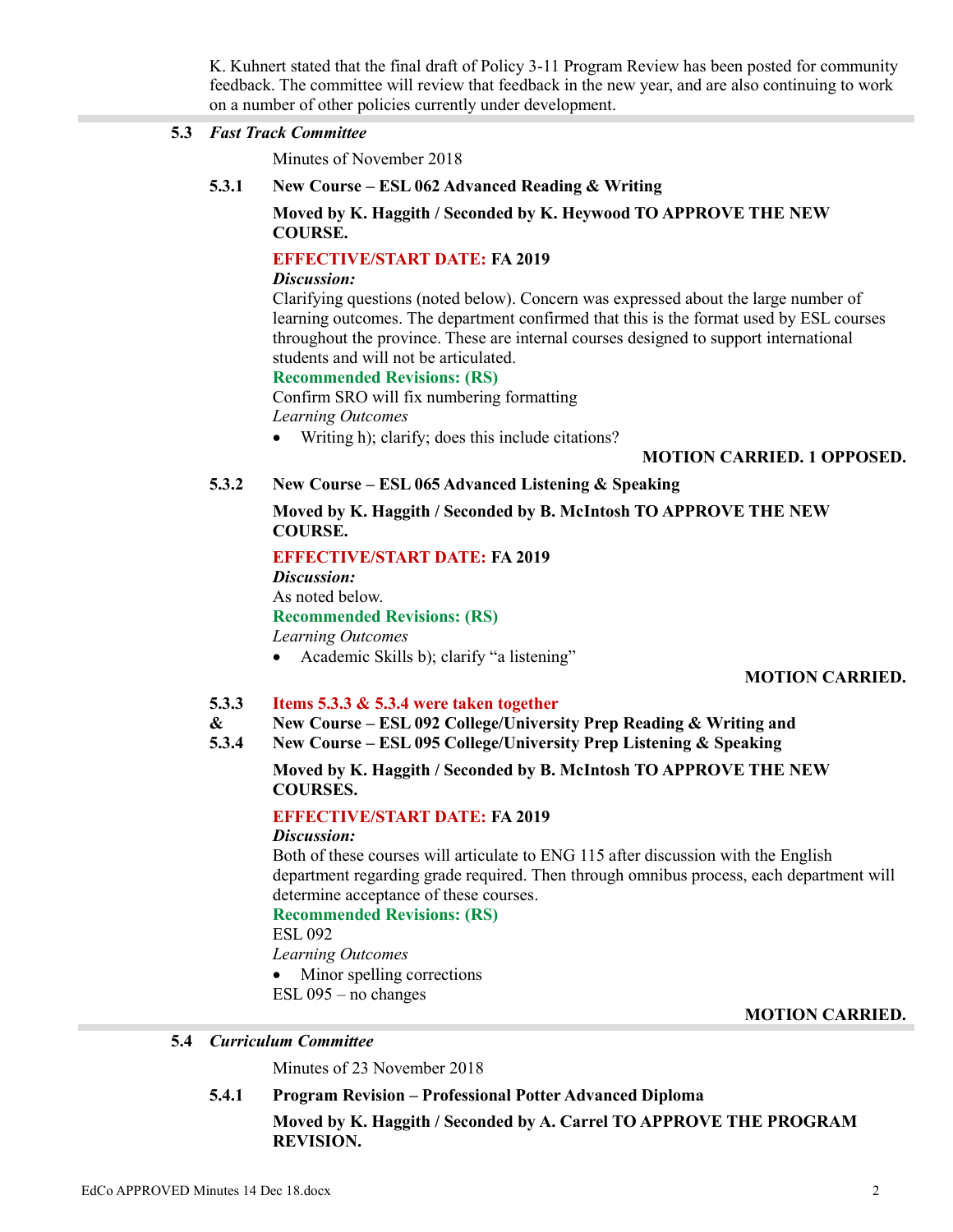K. Kuhnert stated that the final draft of Policy 3-11 Program Review has been posted for community feedback. The committee will review that feedback in the new year, and are also continuing to work on a number of other policies currently under development.

---

### 5.3 *Fast Track Committee*

Minutes of November 2018

#### 5.3.1 New Course – ESL 062 Advanced Reading & Writing

**Moved by K. Haggith / Seconded by K. Heywood TO APPROVE THE NEW COURSE.**

**EFFECTIVE/START DATE: FA 2019**

***Discussion:***
Clarifying questions (noted below). Concern was expressed about the large number of learning outcomes. The department confirmed that this is the format used by ESL courses throughout the province. These are internal courses designed to support international students and will not be articulated.

**Recommended Revisions: (RS)**
Confirm SRO will fix numbering formatting
*Learning Outcomes*

- Writing h); clarify; does this include citations?

**MOTION CARRIED. 1 OPPOSED.**

#### 5.3.2 New Course – ESL 065 Advanced Listening & Speaking

**Moved by K. Haggith / Seconded by B. McIntosh TO APPROVE THE NEW COURSE.**

**EFFECTIVE/START DATE: FA 2019**

***Discussion:***
As noted below.

**Recommended Revisions: (RS)**
*Learning Outcomes*

- Academic Skills b); clarify "a listening"

**MOTION CARRIED.**

#### 5.3.3 & 5.3.4 Items 5.3.3 & 5.3.4 were taken together

**New Course – ESL 092 College/University Prep Reading & Writing and**
**New Course – ESL 095 College/University Prep Listening & Speaking**

**Moved by K. Haggith / Seconded by B. McIntosh TO APPROVE THE NEW COURSES.**

**EFFECTIVE/START DATE: FA 2019**

***Discussion:***
Both of these courses will articulate to ENG 115 after discussion with the English department regarding grade required. Then through omnibus process, each department will determine acceptance of these courses.

**Recommended Revisions: (RS)**
ESL 092
*Learning Outcomes*

- Minor spelling corrections

ESL 095 – no changes

**MOTION CARRIED.**

---

### 5.4 *Curriculum Committee*

Minutes of 23 November 2018

#### 5.4.1 Program Revision – Professional Potter Advanced Diploma

**Moved by K. Haggith / Seconded by A. Carrel TO APPROVE THE PROGRAM REVISION.**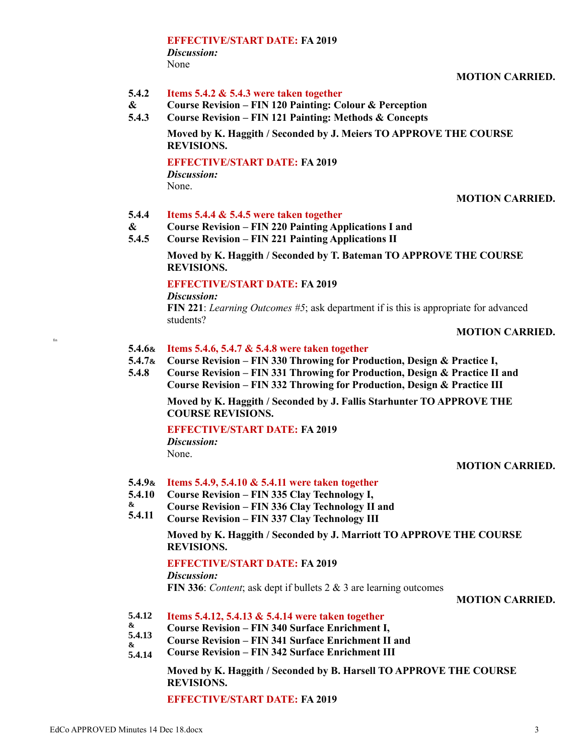**EFFECTIVE/START DATE: FA 2019**

***Discussion:***
None

**MOTION CARRIED.**

**5.4.2 & 5.4.3** **Items 5.4.2 & 5.4.3 were taken together**
**Course Revision – FIN 120 Painting: Colour & Perception**
**Course Revision – FIN 121 Painting: Methods & Concepts**

**Moved by K. Haggith / Seconded by J. Meiers TO APPROVE THE COURSE REVISIONS.**

**EFFECTIVE/START DATE: FA 2019**

***Discussion:***
None.

**MOTION CARRIED.**

**5.4.4 & 5.4.5** **Items 5.4.4 & 5.4.5 were taken together**
**Course Revision – FIN 220 Painting Applications I and**
**Course Revision – FIN 221 Painting Applications II**

**Moved by K. Haggith / Seconded by T. Bateman TO APPROVE THE COURSE REVISIONS.**

**EFFECTIVE/START DATE: FA 2019**

***Discussion:***
**FIN 221**: *Learning Outcomes #5*; ask department if is this is appropriate for advanced students?

**MOTION CARRIED.**

**5.4.6 & 5.4.7 & 5.4.8** **Items 5.4.6, 5.4.7 & 5.4.8 were taken together**
**Course Revision – FIN 330 Throwing for Production, Design & Practice I,**
**Course Revision – FIN 331 Throwing for Production, Design & Practice II and**
**Course Revision – FIN 332 Throwing for Production, Design & Practice III**

**Moved by K. Haggith / Seconded by J. Fallis Starhunter TO APPROVE THE COURSE REVISIONS.**

**EFFECTIVE/START DATE: FA 2019**

***Discussion:***
None.

**MOTION CARRIED.**

**5.4.9 & 5.4.10 & 5.4.11** **Items 5.4.9, 5.4.10 & 5.4.11 were taken together**
**Course Revision – FIN 335 Clay Technology I,**
**Course Revision – FIN 336 Clay Technology II and**
**Course Revision – FIN 337 Clay Technology III**

**Moved by K. Haggith / Seconded by J. Marriott TO APPROVE THE COURSE REVISIONS.**

**EFFECTIVE/START DATE: FA 2019**

***Discussion:***
**FIN 336**: *Content*; ask dept if bullets 2 & 3 are learning outcomes

**MOTION CARRIED.**

**5.4.12 & 5.4.13 & 5.4.14** **Items 5.4.12, 5.4.13 & 5.4.14 were taken together**
**Course Revision – FIN 340 Surface Enrichment I,**
**Course Revision – FIN 341 Surface Enrichment II and**
**Course Revision – FIN 342 Surface Enrichment III**

**Moved by K. Haggith / Seconded by B. Harsell TO APPROVE THE COURSE REVISIONS.**

**EFFECTIVE/START DATE: FA 2019**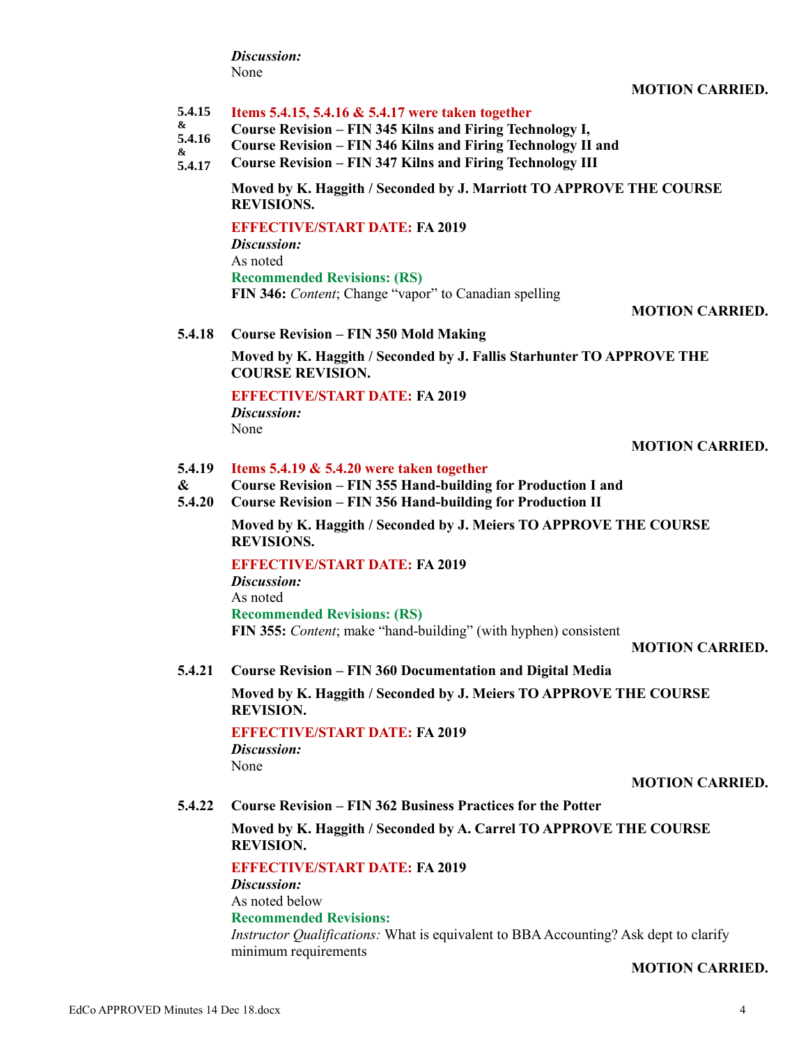*Discussion:*
None

**MOTION CARRIED.**

**5.4.15 & 5.4.16 & 5.4.17** **Items 5.4.15, 5.4.16 & 5.4.17 were taken together**
**Course Revision – FIN 345 Kilns and Firing Technology I,**
**Course Revision – FIN 346 Kilns and Firing Technology II and**
**Course Revision – FIN 347 Kilns and Firing Technology III**

**Moved by K. Haggith / Seconded by J. Marriott TO APPROVE THE COURSE REVISIONS.**

**EFFECTIVE/START DATE: FA 2019**
*Discussion:*
As noted
**Recommended Revisions: (RS)**
**FIN 346:** *Content*; Change "vapor" to Canadian spelling

**MOTION CARRIED.**

**5.4.18 Course Revision – FIN 350 Mold Making**

**Moved by K. Haggith / Seconded by J. Fallis Starhunter TO APPROVE THE COURSE REVISION.**

**EFFECTIVE/START DATE: FA 2019**
*Discussion:*
None

**MOTION CARRIED.**

**5.4.19 & 5.4.20** **Items 5.4.19 & 5.4.20 were taken together**
**Course Revision – FIN 355 Hand-building for Production I and**
**Course Revision – FIN 356 Hand-building for Production II**

**Moved by K. Haggith / Seconded by J. Meiers TO APPROVE THE COURSE REVISIONS.**

**EFFECTIVE/START DATE: FA 2019**
*Discussion:*
As noted
**Recommended Revisions: (RS)**
**FIN 355:** *Content*; make "hand-building" (with hyphen) consistent

**MOTION CARRIED.**

**5.4.21 Course Revision – FIN 360 Documentation and Digital Media**

**Moved by K. Haggith / Seconded by J. Meiers TO APPROVE THE COURSE REVISION.**

**EFFECTIVE/START DATE: FA 2019**
*Discussion:*
None

**MOTION CARRIED.**

**5.4.22 Course Revision – FIN 362 Business Practices for the Potter**

**Moved by K. Haggith / Seconded by A. Carrel TO APPROVE THE COURSE REVISION.**

**EFFECTIVE/START DATE: FA 2019**
*Discussion:*
As noted below
**Recommended Revisions:**
*Instructor Qualifications:* What is equivalent to BBA Accounting? Ask dept to clarify minimum requirements

**MOTION CARRIED.**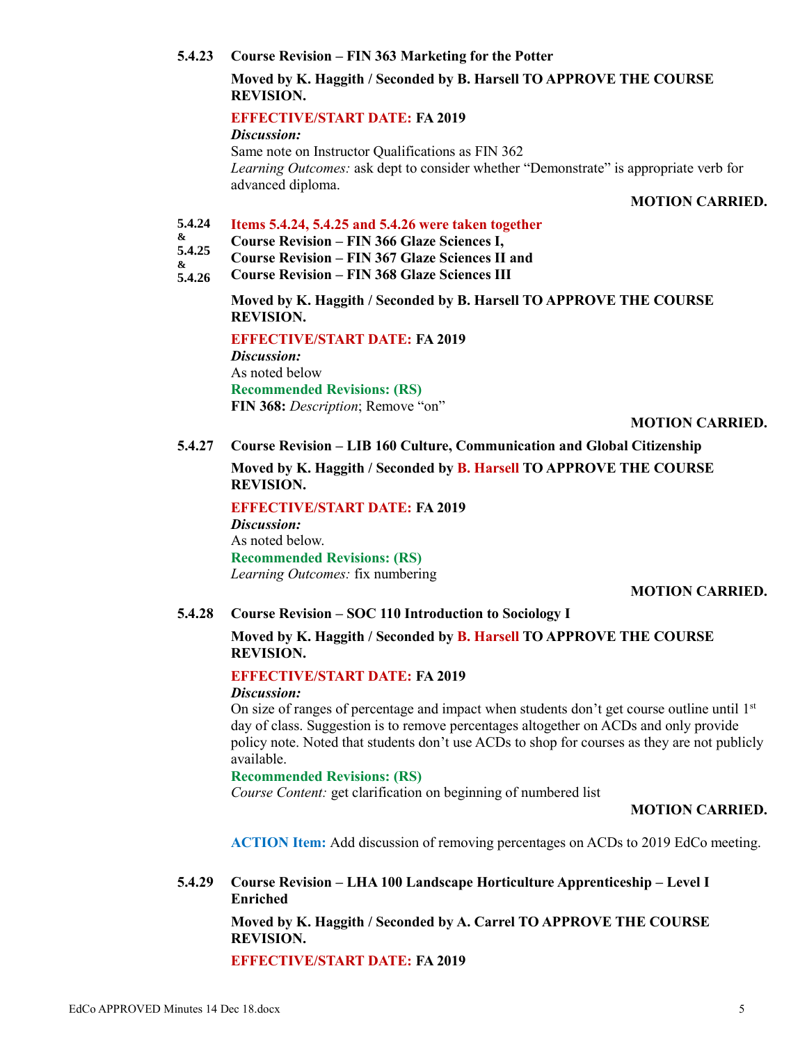**5.4.23 Course Revision – FIN 363 Marketing for the Potter**

**Moved by K. Haggith / Seconded by B. Harsell TO APPROVE THE COURSE REVISION.**

**EFFECTIVE/START DATE: FA 2019**

***Discussion:***

Same note on Instructor Qualifications as FIN 362

*Learning Outcomes:* ask dept to consider whether "Demonstrate" is appropriate verb for advanced diploma.

**MOTION CARRIED.**

**5.4.24 & 5.4.25 & 5.4.26 Items 5.4.24, 5.4.25 and 5.4.26 were taken together**

**Course Revision – FIN 366 Glaze Sciences I,**
**Course Revision – FIN 367 Glaze Sciences II and**
**Course Revision – FIN 368 Glaze Sciences III**

**Moved by K. Haggith / Seconded by B. Harsell TO APPROVE THE COURSE REVISION.**

**EFFECTIVE/START DATE: FA 2019**

***Discussion:***

As noted below

**Recommended Revisions: (RS)**

**FIN 368:** *Description*; Remove "on"

**MOTION CARRIED.**

**5.4.27 Course Revision – LIB 160 Culture, Communication and Global Citizenship**

**Moved by K. Haggith / Seconded by B. Harsell TO APPROVE THE COURSE REVISION.**

**EFFECTIVE/START DATE: FA 2019**

***Discussion:***

As noted below.

**Recommended Revisions: (RS)**

*Learning Outcomes:* fix numbering

**MOTION CARRIED.**

**5.4.28 Course Revision – SOC 110 Introduction to Sociology I**

**Moved by K. Haggith / Seconded by B. Harsell TO APPROVE THE COURSE REVISION.**

**EFFECTIVE/START DATE: FA 2019**

***Discussion:***

On size of ranges of percentage and impact when students don't get course outline until 1st day of class. Suggestion is to remove percentages altogether on ACDs and only provide policy note. Noted that students don't use ACDs to shop for courses as they are not publicly available.

**Recommended Revisions: (RS)**

*Course Content:* get clarification on beginning of numbered list

**MOTION CARRIED.**

**ACTION Item:** Add discussion of removing percentages on ACDs to 2019 EdCo meeting.

**5.4.29 Course Revision – LHA 100 Landscape Horticulture Apprenticeship – Level I Enriched**

**Moved by K. Haggith / Seconded by A. Carrel TO APPROVE THE COURSE REVISION.**

**EFFECTIVE/START DATE: FA 2019**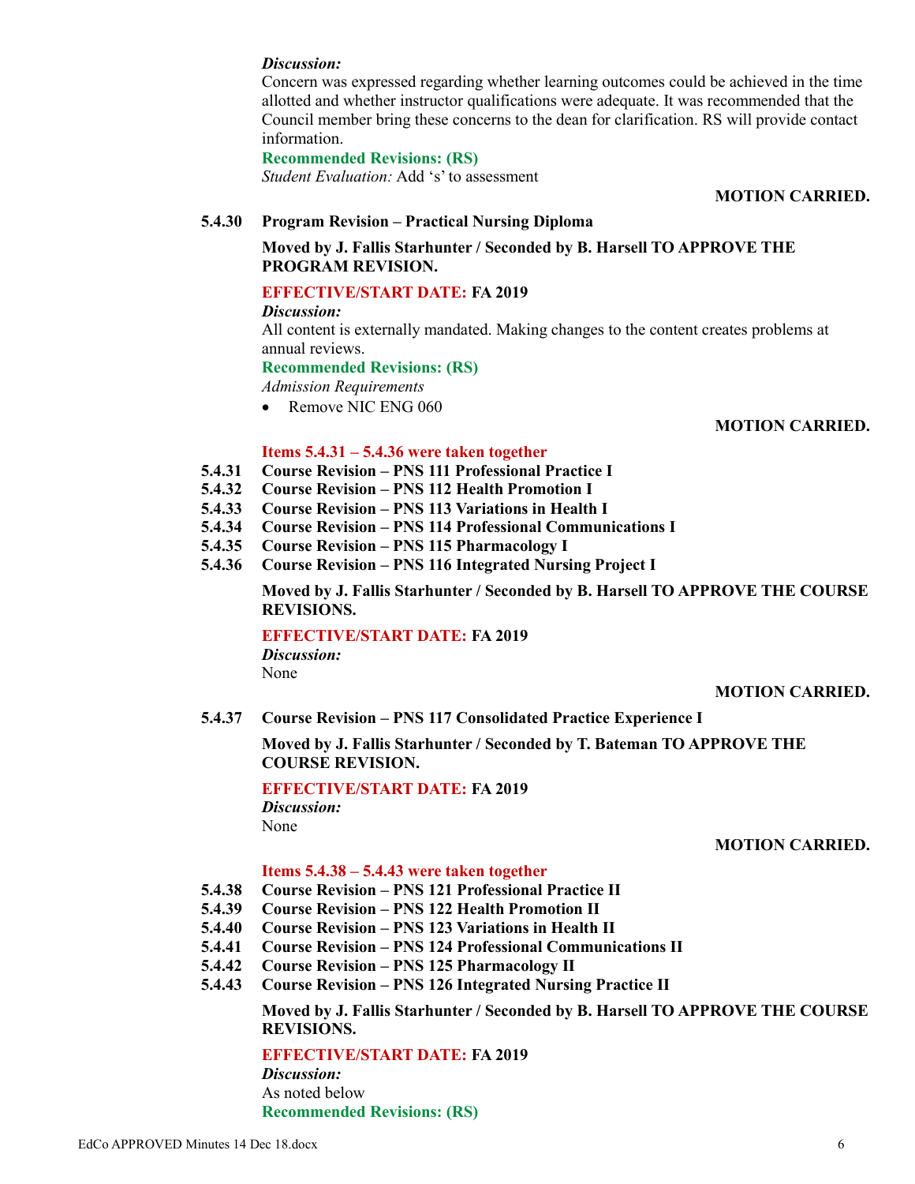*Discussion:*
Concern was expressed regarding whether learning outcomes could be achieved in the time allotted and whether instructor qualifications were adequate. It was recommended that the Council member bring these concerns to the dean for clarification. RS will provide contact information.

**Recommended Revisions: (RS)**
*Student Evaluation:* Add 's' to assessment

**MOTION CARRIED.**

**5.4.30 Program Revision – Practical Nursing Diploma**

**Moved by J. Fallis Starhunter / Seconded by B. Harsell TO APPROVE THE PROGRAM REVISION.**

**EFFECTIVE/START DATE: FA 2019**
*Discussion:*
All content is externally mandated. Making changes to the content creates problems at annual reviews.
**Recommended Revisions: (RS)**
*Admission Requirements*

- Remove NIC ENG 060

**MOTION CARRIED.**

**Items 5.4.31 – 5.4.36 were taken together**
**5.4.31 Course Revision – PNS 111 Professional Practice I**
**5.4.32 Course Revision – PNS 112 Health Promotion I**
**5.4.33 Course Revision – PNS 113 Variations in Health I**
**5.4.34 Course Revision – PNS 114 Professional Communications I**
**5.4.35 Course Revision – PNS 115 Pharmacology I**
**5.4.36 Course Revision – PNS 116 Integrated Nursing Project I**

**Moved by J. Fallis Starhunter / Seconded by B. Harsell TO APPROVE THE COURSE REVISIONS.**

**EFFECTIVE/START DATE: FA 2019**
*Discussion:*
None

**MOTION CARRIED.**

**5.4.37 Course Revision – PNS 117 Consolidated Practice Experience I**

**Moved by J. Fallis Starhunter / Seconded by T. Bateman TO APPROVE THE COURSE REVISION.**

**EFFECTIVE/START DATE: FA 2019**
*Discussion:*
None

**MOTION CARRIED.**

**Items 5.4.38 – 5.4.43 were taken together**
**5.4.38 Course Revision – PNS 121 Professional Practice II**
**5.4.39 Course Revision – PNS 122 Health Promotion II**
**5.4.40 Course Revision – PNS 123 Variations in Health II**
**5.4.41 Course Revision – PNS 124 Professional Communications II**
**5.4.42 Course Revision – PNS 125 Pharmacology II**
**5.4.43 Course Revision – PNS 126 Integrated Nursing Practice II**

**Moved by J. Fallis Starhunter / Seconded by B. Harsell TO APPROVE THE COURSE REVISIONS.**

**EFFECTIVE/START DATE: FA 2019**
*Discussion:*
As noted below
**Recommended Revisions: (RS)**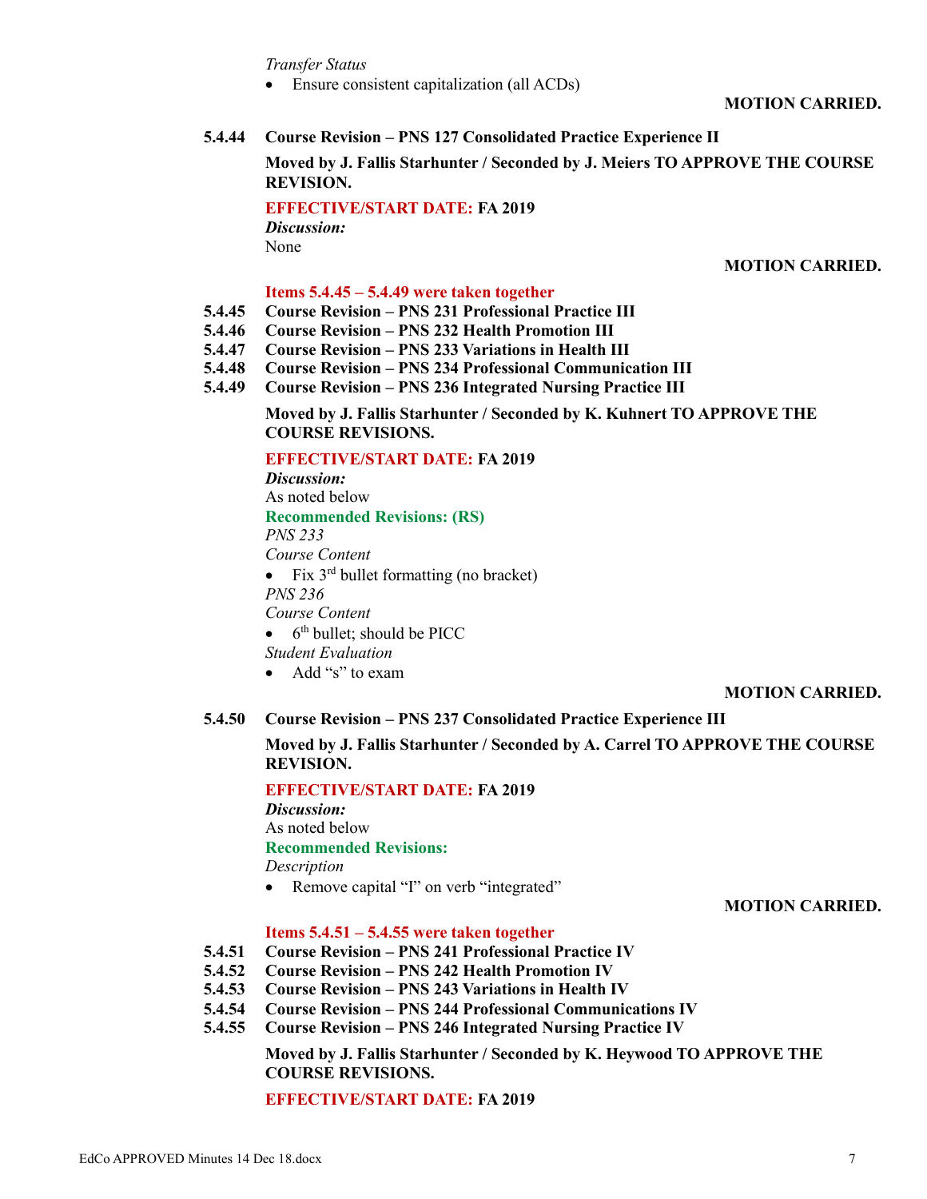*Transfer Status*

- Ensure consistent capitalization (all ACDs)

**MOTION CARRIED.**

**5.4.44 Course Revision – PNS 127 Consolidated Practice Experience II**

**Moved by J. Fallis Starhunter / Seconded by J. Meiers TO APPROVE THE COURSE REVISION.**

**EFFECTIVE/START DATE: FA 2019**

***Discussion:***

None

**MOTION CARRIED.**

**Items 5.4.45 – 5.4.49 were taken together**

**5.4.45 Course Revision – PNS 231 Professional Practice III**
**5.4.46 Course Revision – PNS 232 Health Promotion III**
**5.4.47 Course Revision – PNS 233 Variations in Health III**
**5.4.48 Course Revision – PNS 234 Professional Communication III**
**5.4.49 Course Revision – PNS 236 Integrated Nursing Practice III**

**Moved by J. Fallis Starhunter / Seconded by K. Kuhnert TO APPROVE THE COURSE REVISIONS.**

**EFFECTIVE/START DATE: FA 2019**

***Discussion:***

As noted below

**Recommended Revisions: (RS)**

*PNS 233*

*Course Content*

- Fix 3rd bullet formatting (no bracket)

*PNS 236*

*Course Content*

- 6th bullet; should be PICC

*Student Evaluation*

- Add "s" to exam

**MOTION CARRIED.**

**5.4.50 Course Revision – PNS 237 Consolidated Practice Experience III**

**Moved by J. Fallis Starhunter / Seconded by A. Carrel TO APPROVE THE COURSE REVISION.**

**EFFECTIVE/START DATE: FA 2019**

***Discussion:***

As noted below

**Recommended Revisions:**

*Description*

- Remove capital "I" on verb "integrated"

**MOTION CARRIED.**

**Items 5.4.51 – 5.4.55 were taken together**

**5.4.51 Course Revision – PNS 241 Professional Practice IV**
**5.4.52 Course Revision – PNS 242 Health Promotion IV**
**5.4.53 Course Revision – PNS 243 Variations in Health IV**
**5.4.54 Course Revision – PNS 244 Professional Communications IV**
**5.4.55 Course Revision – PNS 246 Integrated Nursing Practice IV**

**Moved by J. Fallis Starhunter / Seconded by K. Heywood TO APPROVE THE COURSE REVISIONS.**

**EFFECTIVE/START DATE: FA 2019**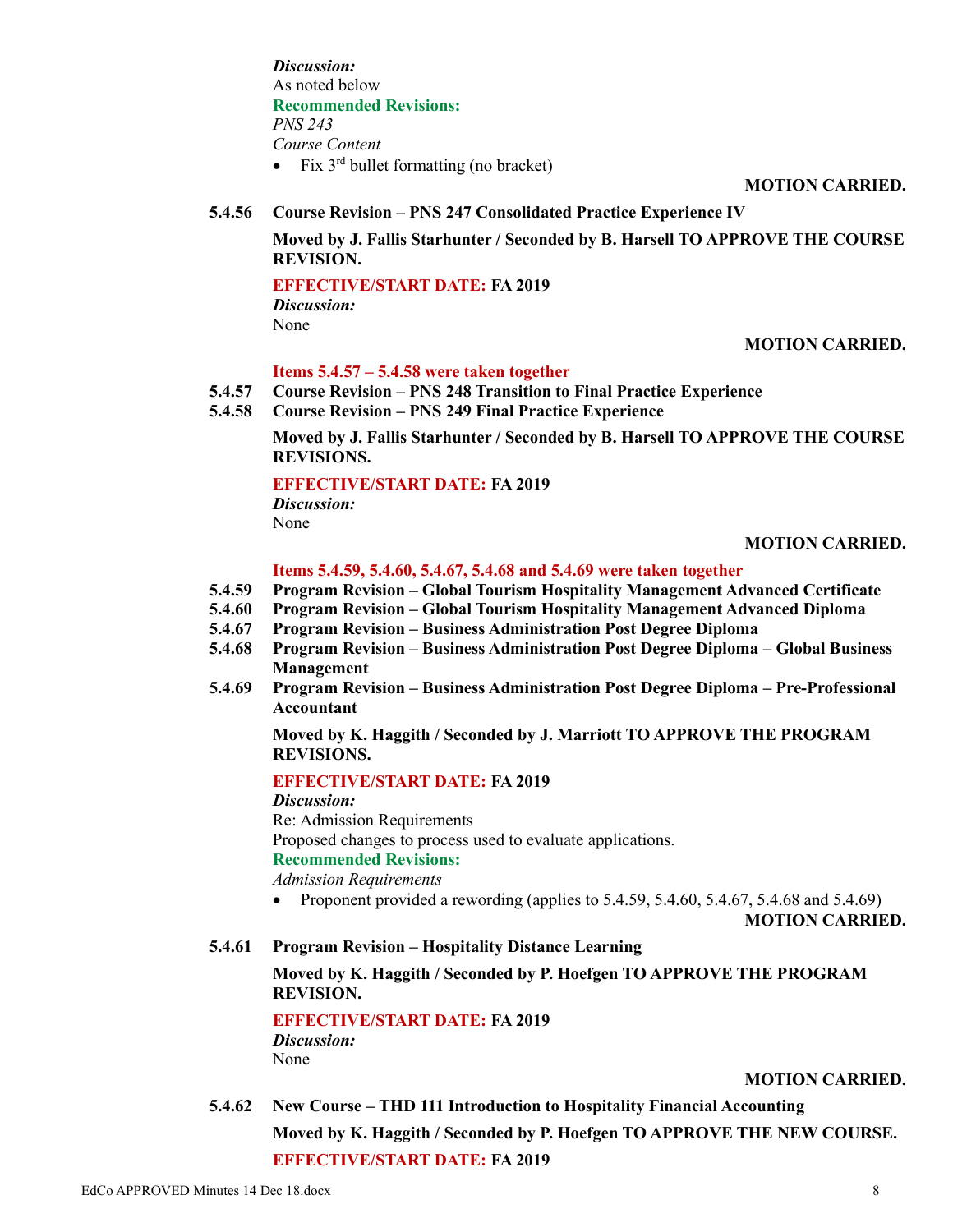*Discussion:*
As noted below
**Recommended Revisions:**
*PNS 243*
*Course Content*

- Fix 3rd bullet formatting (no bracket)

**MOTION CARRIED.**

**5.4.56 Course Revision – PNS 247 Consolidated Practice Experience IV**

**Moved by J. Fallis Starhunter / Seconded by B. Harsell TO APPROVE THE COURSE REVISION.**

**EFFECTIVE/START DATE: FA 2019**
*Discussion:*
None

**MOTION CARRIED.**

**Items 5.4.57 – 5.4.58 were taken together**

**5.4.57 Course Revision – PNS 248 Transition to Final Practice Experience**
**5.4.58 Course Revision – PNS 249 Final Practice Experience**

**Moved by J. Fallis Starhunter / Seconded by B. Harsell TO APPROVE THE COURSE REVISIONS.**

**EFFECTIVE/START DATE: FA 2019**
*Discussion:*
None

**MOTION CARRIED.**

**Items 5.4.59, 5.4.60, 5.4.67, 5.4.68 and 5.4.69 were taken together**

**5.4.59 Program Revision – Global Tourism Hospitality Management Advanced Certificate**
**5.4.60 Program Revision – Global Tourism Hospitality Management Advanced Diploma**
**5.4.67 Program Revision – Business Administration Post Degree Diploma**
**5.4.68 Program Revision – Business Administration Post Degree Diploma – Global Business Management**
**5.4.69 Program Revision – Business Administration Post Degree Diploma – Pre-Professional Accountant**

**Moved by K. Haggith / Seconded by J. Marriott TO APPROVE THE PROGRAM REVISIONS.**

**EFFECTIVE/START DATE: FA 2019**
*Discussion:*
Re: Admission Requirements
Proposed changes to process used to evaluate applications.
**Recommended Revisions:**
*Admission Requirements*

- Proponent provided a rewording (applies to 5.4.59, 5.4.60, 5.4.67, 5.4.68 and 5.4.69)

**MOTION CARRIED.**

**5.4.61 Program Revision – Hospitality Distance Learning**

**Moved by K. Haggith / Seconded by P. Hoefgen TO APPROVE THE PROGRAM REVISION.**

**EFFECTIVE/START DATE: FA 2019**
*Discussion:*
None

**MOTION CARRIED.**

**5.4.62 New Course – THD 111 Introduction to Hospitality Financial Accounting**

**Moved by K. Haggith / Seconded by P. Hoefgen TO APPROVE THE NEW COURSE.**

**EFFECTIVE/START DATE: FA 2019**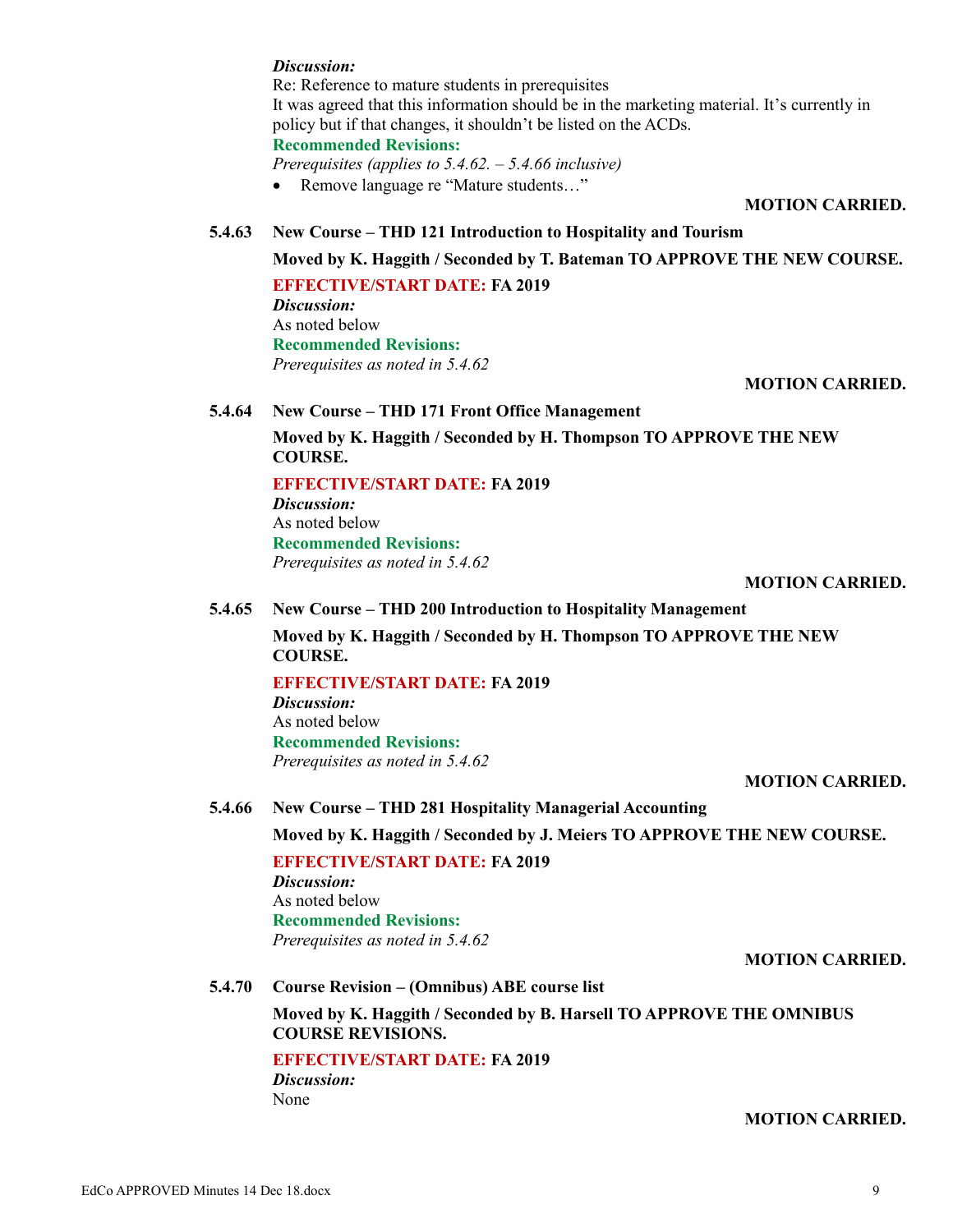*Discussion:*
Re: Reference to mature students in prerequisites
It was agreed that this information should be in the marketing material. It's currently in policy but if that changes, it shouldn't be listed on the ACDs.
**Recommended Revisions:**
*Prerequisites (applies to 5.4.62. – 5.4.66 inclusive)*

- Remove language re "Mature students…"

**MOTION CARRIED.**

**5.4.63 New Course – THD 121 Introduction to Hospitality and Tourism**

**Moved by K. Haggith / Seconded by T. Bateman TO APPROVE THE NEW COURSE.**

**EFFECTIVE/START DATE: FA 2019**
*Discussion:*
As noted below
**Recommended Revisions:**
*Prerequisites as noted in 5.4.62*

**MOTION CARRIED.**

**5.4.64 New Course – THD 171 Front Office Management**

**Moved by K. Haggith / Seconded by H. Thompson TO APPROVE THE NEW COURSE.**

**EFFECTIVE/START DATE: FA 2019**
*Discussion:*
As noted below
**Recommended Revisions:**
*Prerequisites as noted in 5.4.62*

**MOTION CARRIED.**

**5.4.65 New Course – THD 200 Introduction to Hospitality Management**

**Moved by K. Haggith / Seconded by H. Thompson TO APPROVE THE NEW COURSE.**

**EFFECTIVE/START DATE: FA 2019**
*Discussion:*
As noted below
**Recommended Revisions:**
*Prerequisites as noted in 5.4.62*

**MOTION CARRIED.**

**5.4.66 New Course – THD 281 Hospitality Managerial Accounting**

**Moved by K. Haggith / Seconded by J. Meiers TO APPROVE THE NEW COURSE.**

**EFFECTIVE/START DATE: FA 2019**
*Discussion:*
As noted below
**Recommended Revisions:**
*Prerequisites as noted in 5.4.62*

**MOTION CARRIED.**

**5.4.70 Course Revision – (Omnibus) ABE course list**

**Moved by K. Haggith / Seconded by B. Harsell TO APPROVE THE OMNIBUS COURSE REVISIONS.**

**EFFECTIVE/START DATE: FA 2019**
*Discussion:*
None

**MOTION CARRIED.**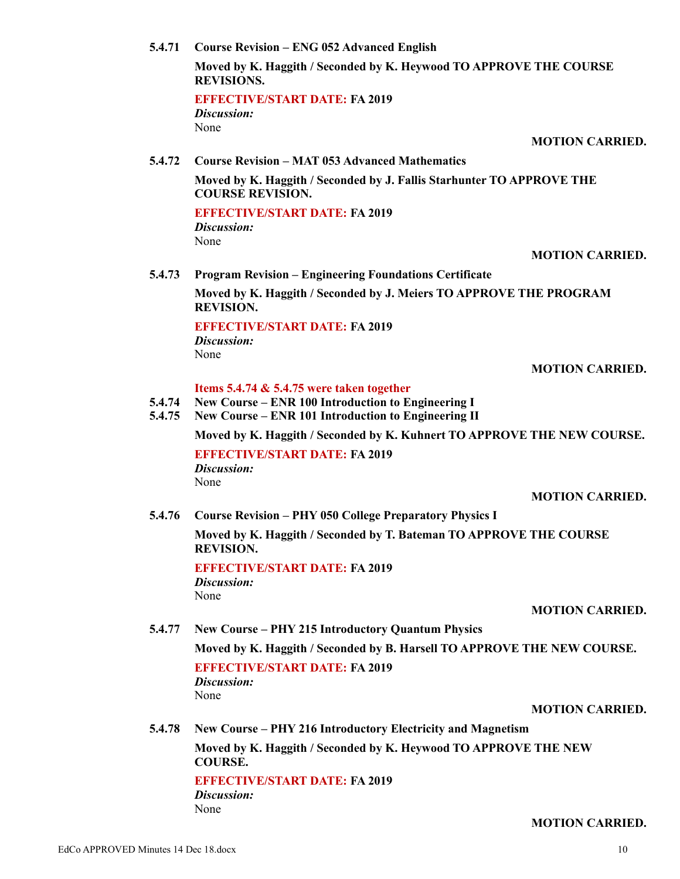**5.4.71 Course Revision – ENG 052 Advanced English**

**Moved by K. Haggith / Seconded by K. Heywood TO APPROVE THE COURSE REVISIONS.**

**EFFECTIVE/START DATE: FA 2019**

***Discussion:***

None

**MOTION CARRIED.**

**5.4.72 Course Revision – MAT 053 Advanced Mathematics**

**Moved by K. Haggith / Seconded by J. Fallis Starhunter TO APPROVE THE COURSE REVISION.**

**EFFECTIVE/START DATE: FA 2019**

***Discussion:***

None

**MOTION CARRIED.**

**5.4.73 Program Revision – Engineering Foundations Certificate**

**Moved by K. Haggith / Seconded by J. Meiers TO APPROVE THE PROGRAM REVISION.**

**EFFECTIVE/START DATE: FA 2019**

***Discussion:***

None

**MOTION CARRIED.**

**Items 5.4.74 & 5.4.75 were taken together**

**5.4.74 New Course – ENR 100 Introduction to Engineering I**

**5.4.75 New Course – ENR 101 Introduction to Engineering II**

**Moved by K. Haggith / Seconded by K. Kuhnert TO APPROVE THE NEW COURSE.**

**EFFECTIVE/START DATE: FA 2019**

***Discussion:***

None

**MOTION CARRIED.**

**5.4.76 Course Revision – PHY 050 College Preparatory Physics I**

**Moved by K. Haggith / Seconded by T. Bateman TO APPROVE THE COURSE REVISION.**

**EFFECTIVE/START DATE: FA 2019**

***Discussion:***

None

**MOTION CARRIED.**

**5.4.77 New Course – PHY 215 Introductory Quantum Physics**

**Moved by K. Haggith / Seconded by B. Harsell TO APPROVE THE NEW COURSE.**

**EFFECTIVE/START DATE: FA 2019**

***Discussion:***

None

**MOTION CARRIED.**

**5.4.78 New Course – PHY 216 Introductory Electricity and Magnetism**

**Moved by K. Haggith / Seconded by K. Heywood TO APPROVE THE NEW COURSE.**

**EFFECTIVE/START DATE: FA 2019**

***Discussion:***

None

**MOTION CARRIED.**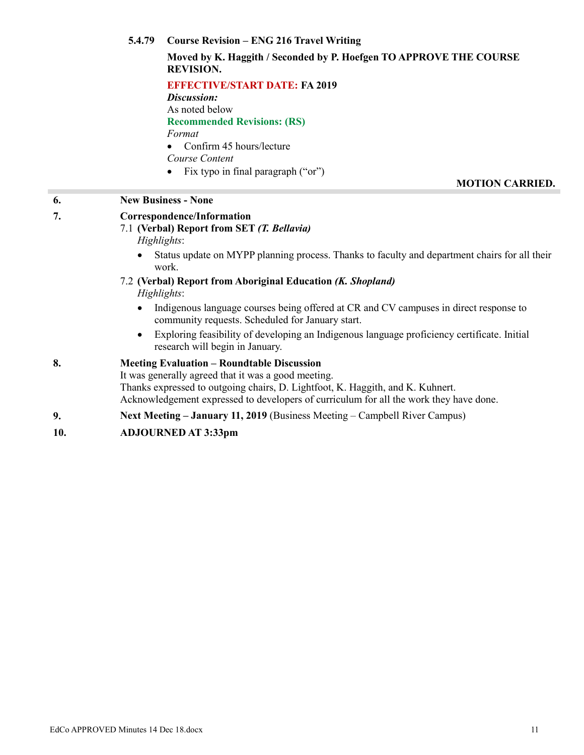**5.4.79 Course Revision – ENG 216 Travel Writing**

**Moved by K. Haggith / Seconded by P. Hoefgen TO APPROVE THE COURSE REVISION.**

**EFFECTIVE/START DATE: FA 2019**

***Discussion:***

As noted below

**Recommended Revisions: (RS)**

*Format*

- Confirm 45 hours/lecture

*Course Content*

- Fix typo in final paragraph ("or")

**MOTION CARRIED.**

---

**6. New Business - None**

**7. Correspondence/Information**

7.1 **(Verbal) Report from SET *(T. Bellavia)***

*Highlights*:

- Status update on MYPP planning process. Thanks to faculty and department chairs for all their work.

7.2 **(Verbal) Report from Aboriginal Education *(K. Shopland)***

*Highlights*:

- Indigenous language courses being offered at CR and CV campuses in direct response to community requests. Scheduled for January start.
- Exploring feasibility of developing an Indigenous language proficiency certificate. Initial research will begin in January.

**8. Meeting Evaluation – Roundtable Discussion**

It was generally agreed that it was a good meeting.
Thanks expressed to outgoing chairs, D. Lightfoot, K. Haggith, and K. Kuhnert.
Acknowledgement expressed to developers of curriculum for all the work they have done.

**9. Next Meeting – January 11, 2019** (Business Meeting – Campbell River Campus)

**10. ADJOURNED AT 3:33pm**